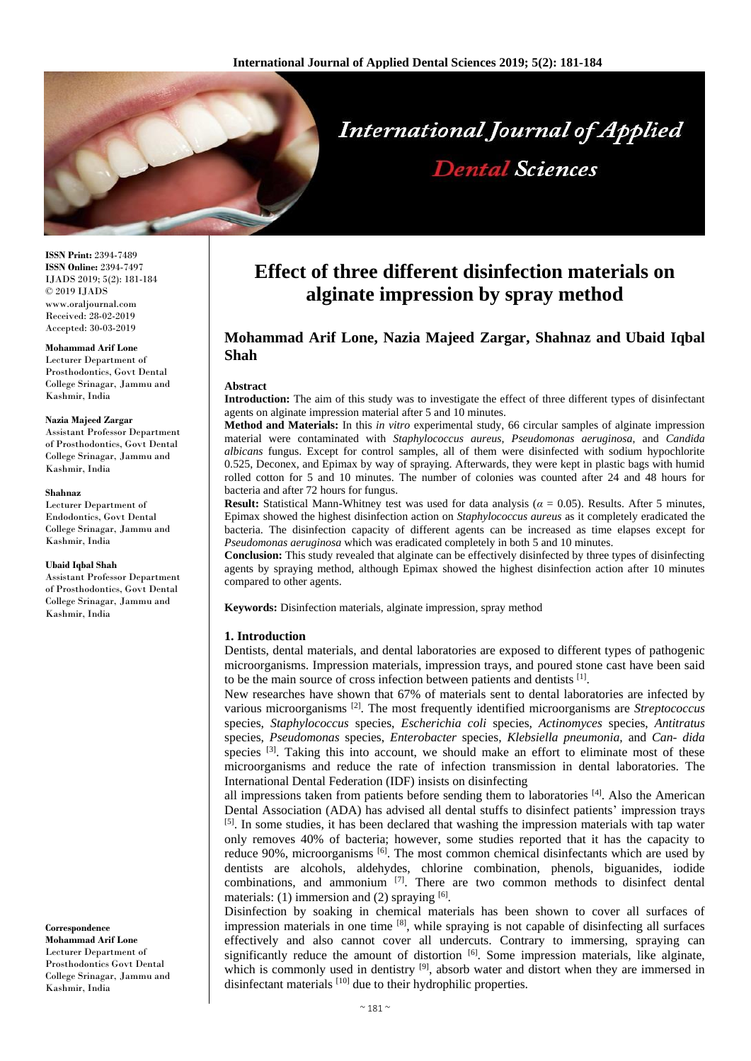# Effect of three different disinfection materials on alginate impression by spray method

## Mohammad Arif Lone, Nazia Majeed Zargar, Shahnaz and Ubaid Iqbal Shah

ISSN Print: 2394-7489
ISSN Online: 2394-7497
IJADS 2019; 5(2): 181-184
© 2019 IJADS
www.oraljournal.com
Received: 28-02-2019
Accepted: 30-03-2019

**Mohammad Arif Lone**
Lecturer Department of Prosthodontics, Govt Dental College Srinagar, Jammu and Kashmir, India

**Nazia Majeed Zargar**
Assistant Professor Department of Prosthodontics, Govt Dental College Srinagar, Jammu and Kashmir, India

**Shahnaz**
Lecturer Department of Endodontics, Govt Dental College Srinagar, Jammu and Kashmir, India

**Ubaid Iqbal Shah**
Assistant Professor Department of Prosthodontics, Govt Dental College Srinagar, Jammu and Kashmir, India

**Correspondence**
**Mohammad Arif Lone**
Lecturer Department of Prosthodontics Govt Dental College Srinagar, Jammu and Kashmir, India

### Abstract

**Introduction:** The aim of this study was to investigate the effect of three different types of disinfectant agents on alginate impression material after 5 and 10 minutes.

**Method and Materials:** In this *in vitro* experimental study, 66 circular samples of alginate impression material were contaminated with *Staphylococcus aureus, Pseudomonas aeruginosa,* and *Candida albicans* fungus. Except for control samples, all of them were disinfected with sodium hypochlorite 0.525, Deconex, and Epimax by way of spraying. Afterwards, they were kept in plastic bags with humid rolled cotton for 5 and 10 minutes. The number of colonies was counted after 24 and 48 hours for bacteria and after 72 hours for fungus.

**Result:** Statistical Mann-Whitney test was used for data analysis ($\alpha$ = 0.05). Results. After 5 minutes, Epimax showed the highest disinfection action on *Staphylococcus aureus* as it completely eradicated the bacteria. The disinfection capacity of different agents can be increased as time elapses except for *Pseudomonas aeruginosa* which was eradicated completely in both 5 and 10 minutes.

**Conclusion:** This study revealed that alginate can be effectively disinfected by three types of disinfecting agents by spraying method, although Epimax showed the highest disinfection action after 10 minutes compared to other agents.

**Keywords:** Disinfection materials, alginate impression, spray method

### 1. Introduction

Dentists, dental materials, and dental laboratories are exposed to different types of pathogenic microorganisms. Impression materials, impression trays, and poured stone cast have been said to be the main source of cross infection between patients and dentists [1].

New researches have shown that 67% of materials sent to dental laboratories are infected by various microorganisms [2]. The most frequently identified microorganisms are *Streptococcus* species, *Staphylococcus* species, *Escherichia coli* species, *Actinomyces* species, *Antitratus* species, *Pseudomonas* species, *Enterobacter* species, *Klebsiella pneumonia,* and *Can- dida* species [3]. Taking this into account, we should make an effort to eliminate most of these microorganisms and reduce the rate of infection transmission in dental laboratories. The International Dental Federation (IDF) insists on disinfecting all impressions taken from patients before sending them to laboratories [4]. Also the American Dental Association (ADA) has advised all dental stuffs to disinfect patients' impression trays [5]. In some studies, it has been declared that washing the impression materials with tap water only removes 40% of bacteria; however, some studies reported that it has the capacity to reduce 90%, microorganisms [6]. The most common chemical disinfectants which are used by dentists are alcohols, aldehydes, chlorine combination, phenols, biguanides, iodide combinations, and ammonium [7]. There are two common methods to disinfect dental materials: (1) immersion and (2) spraying [6].

Disinfection by soaking in chemical materials has been shown to cover all surfaces of impression materials in one time [8], while spraying is not capable of disinfecting all surfaces effectively and also cannot cover all undercuts. Contrary to immersing, spraying can significantly reduce the amount of distortion [6]. Some impression materials, like alginate, which is commonly used in dentistry [9], absorb water and distort when they are immersed in disinfectant materials [10] due to their hydrophilic properties.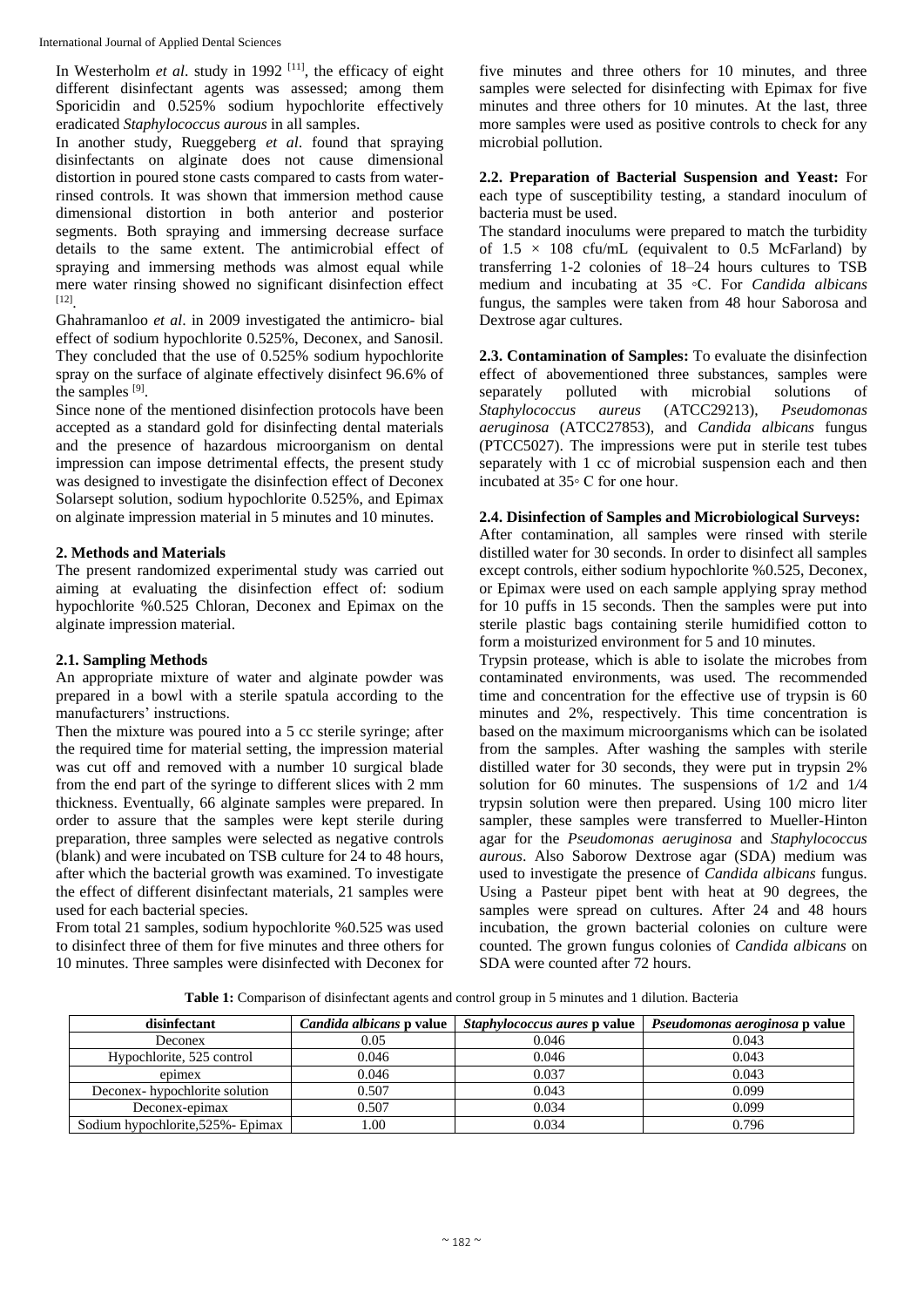In Westerholm *et al*. study in 1992 [11], the efficacy of eight different disinfectant agents was assessed; among them Sporicidin and 0.525% sodium hypochlorite effectively eradicated *Staphylococcus aurous* in all samples.

In another study, Rueggeberg *et al*. found that spraying disinfectants on alginate does not cause dimensional distortion in poured stone casts compared to casts from water-rinsed controls. It was shown that immersion method cause dimensional distortion in both anterior and posterior segments. Both spraying and immersing decrease surface details to the same extent. The antimicrobial effect of spraying and immersing methods was almost equal while mere water rinsing showed no significant disinfection effect [12].

Ghahramanloo *et al*. in 2009 investigated the antimicro- bial effect of sodium hypochlorite 0.525%, Deconex, and Sanosil. They concluded that the use of 0.525% sodium hypochlorite spray on the surface of alginate effectively disinfect 96.6% of the samples [9].

Since none of the mentioned disinfection protocols have been accepted as a standard gold for disinfecting dental materials and the presence of hazardous microorganism on dental impression can impose detrimental effects, the present study was designed to investigate the disinfection effect of Deconex Solarsept solution, sodium hypochlorite 0.525%, and Epimax on alginate impression material in 5 minutes and 10 minutes.

## 2. Methods and Materials

The present randomized experimental study was carried out aiming at evaluating the disinfection effect of: sodium hypochlorite %0.525 Chloran, Deconex and Epimax on the alginate impression material.

### 2.1. Sampling Methods

An appropriate mixture of water and alginate powder was prepared in a bowl with a sterile spatula according to the manufacturers' instructions.

Then the mixture was poured into a 5 cc sterile syringe; after the required time for material setting, the impression material was cut off and removed with a number 10 surgical blade from the end part of the syringe to different slices with 2 mm thickness. Eventually, 66 alginate samples were prepared. In order to assure that the samples were kept sterile during preparation, three samples were selected as negative controls (blank) and were incubated on TSB culture for 24 to 48 hours, after which the bacterial growth was examined. To investigate the effect of different disinfectant materials, 21 samples were used for each bacterial species.

From total 21 samples, sodium hypochlorite %0.525 was used to disinfect three of them for five minutes and three others for 10 minutes. Three samples were disinfected with Deconex for five minutes and three others for 10 minutes, and three samples were selected for disinfecting with Epimax for five minutes and three others for 10 minutes. At the last, three more samples were used as positive controls to check for any microbial pollution.

**2.2. Preparation of Bacterial Suspension and Yeast:** For each type of susceptibility testing, a standard inoculum of bacteria must be used.

The standard inoculums were prepared to match the turbidity of $1.5 \times 108$ cfu/mL (equivalent to 0.5 McFarland) by transferring 1-2 colonies of 18–24 hours cultures to TSB medium and incubating at 35 ◦C. For *Candida albicans* fungus, the samples were taken from 48 hour Saborosa and Dextrose agar cultures.

**2.3. Contamination of Samples:** To evaluate the disinfection effect of abovementioned three substances, samples were separately polluted with microbial solutions of *Staphylococcus aureus* (ATCC29213), *Pseudomonas aeruginosa* (ATCC27853), and *Candida albicans* fungus (PTCC5027). The impressions were put in sterile test tubes separately with 1 cc of microbial suspension each and then incubated at 35◦ C for one hour.

**2.4. Disinfection of Samples and Microbiological Surveys:** After contamination, all samples were rinsed with sterile distilled water for 30 seconds. In order to disinfect all samples except controls, either sodium hypochlorite %0.525, Deconex, or Epimax were used on each sample applying spray method for 10 puffs in 15 seconds. Then the samples were put into sterile plastic bags containing sterile humidified cotton to form a moisturized environment for 5 and 10 minutes.

Trypsin protease, which is able to isolate the microbes from contaminated environments, was used. The recommended time and concentration for the effective use of trypsin is 60 minutes and 2%, respectively. This time concentration is based on the maximum microorganisms which can be isolated from the samples. After washing the samples with sterile distilled water for 30 seconds, they were put in trypsin 2% solution for 60 minutes. The suspensions of 1/2 and 1/4 trypsin solution were then prepared. Using 100 micro liter sampler, these samples were transferred to Mueller-Hinton agar for the *Pseudomonas aeruginosa* and *Staphylococcus aurous*. Also Saborow Dextrose agar (SDA) medium was used to investigate the presence of *Candida albicans* fungus. Using a Pasteur pipet bent with heat at 90 degrees, the samples were spread on cultures. After 24 and 48 hours incubation, the grown bacterial colonies on culture were counted. The grown fungus colonies of *Candida albicans* on SDA were counted after 72 hours.

**Table 1:** Comparison of disinfectant agents and control group in 5 minutes and 1 dilution. Bacteria

| disinfectant | *Candida albicans* p value | *Staphylococcus aures* p value | *Pseudomonas aeroginosa* p value |
|---|---|---|---|
| Deconex | 0.05 | 0.046 | 0.043 |
| Hypochlorite, 525 control | 0.046 | 0.046 | 0.043 |
| epimex | 0.046 | 0.037 | 0.043 |
| Deconex- hypochlorite solution | 0.507 | 0.043 | 0.099 |
| Deconex-epimax | 0.507 | 0.034 | 0.099 |
| Sodium hypochlorite,525%- Epimax | 1.00 | 0.034 | 0.796 |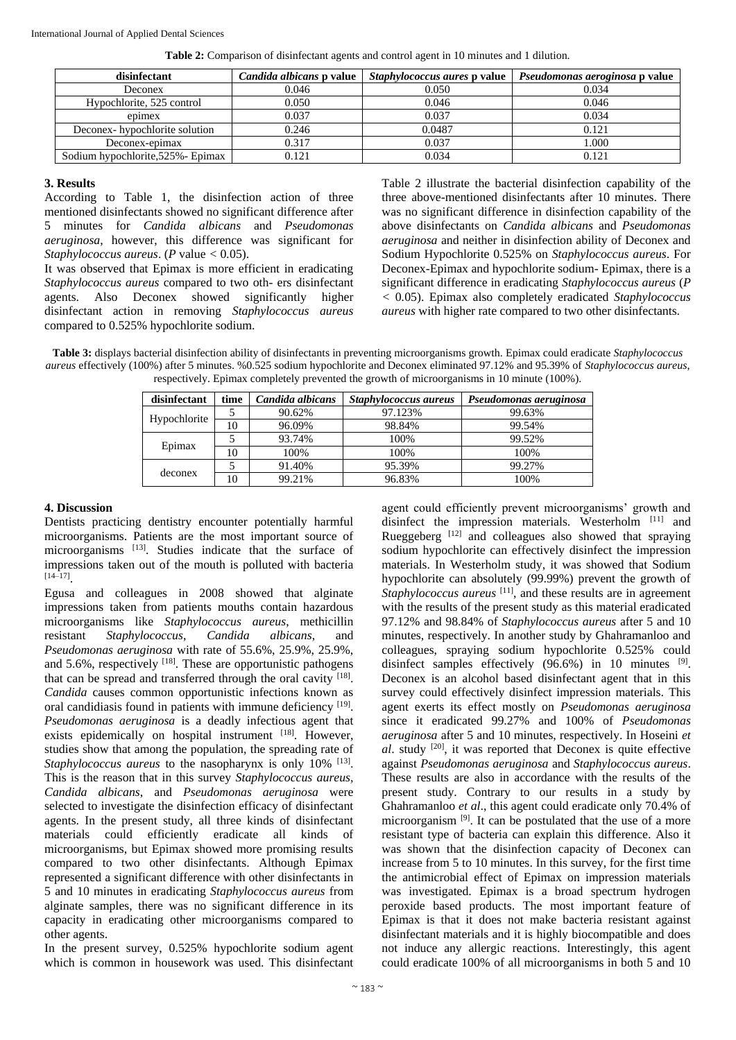**Table 2:** Comparison of disinfectant agents and control agent in 10 minutes and 1 dilution.

| disinfectant | *Candida albicans* p value | *Staphylococcus aures* p value | *Pseudomonas aeroginosa* p value |
|---|---|---|---|
| Deconex | 0.046 | 0.050 | 0.034 |
| Hypochlorite, 525 control | 0.050 | 0.046 | 0.046 |
| epimex | 0.037 | 0.037 | 0.034 |
| Deconex- hypochlorite solution | 0.246 | 0.0487 | 0.121 |
| Deconex-epimax | 0.317 | 0.037 | 1.000 |
| Sodium hypochlorite,525%- Epimax | 0.121 | 0.034 | 0.121 |

## 3. Results

According to Table 1, the disinfection action of three mentioned disinfectants showed no significant difference after 5 minutes for *Candida albicans* and *Pseudomonas aeruginosa*, however, this difference was significant for *Staphylococcus aureus*. (*P* value < 0.05).

It was observed that Epimax is more efficient in eradicating *Staphylococcus aureus* compared to two oth- ers disinfectant agents. Also Deconex showed significantly higher disinfectant action in removing *Staphylococcus aureus* compared to 0.525% hypochlorite sodium.

Table 2 illustrate the bacterial disinfection capability of the three above-mentioned disinfectants after 10 minutes. There was no significant difference in disinfection capability of the above disinfectants on *Candida albicans* and *Pseudomonas aeruginosa* and neither in disinfection ability of Deconex and Sodium Hypochlorite 0.525% on *Staphylococcus aureus*. For Deconex-Epimax and hypochlorite sodium- Epimax, there is a significant difference in eradicating *Staphylococcus aureus* (*P* < 0.05). Epimax also completely eradicated *Staphylococcus aureus* with higher rate compared to two other disinfectants.

**Table 3:** displays bacterial disinfection ability of disinfectants in preventing microorganisms growth. Epimax could eradicate *Staphylococcus aureus* effectively (100%) after 5 minutes. %0.525 sodium hypochlorite and Deconex eliminated 97.12% and 95.39% of *Staphylococcus aureus*, respectively. Epimax completely prevented the growth of microorganisms in 10 minute (100%).

| disinfectant | time | *Candida albicans* | *Staphylococcus aureus* | *Pseudomonas aeruginosa* |
|---|---|---|---|---|
| Hypochlorite | 5 | 90.62% | 97.123% | 99.63% |
| | 10 | 96.09% | 98.84% | 99.54% |
| Epimax | 5 | 93.74% | 100% | 99.52% |
| | 10 | 100% | 100% | 100% |
| deconex | 5 | 91.40% | 95.39% | 99.27% |
| | 10 | 99.21% | 96.83% | 100% |

## 4. Discussion

Dentists practicing dentistry encounter potentially harmful microorganisms. Patients are the most important source of microorganisms [13]. Studies indicate that the surface of impressions taken out of the mouth is polluted with bacteria [14–17].

Egusa and colleagues in 2008 showed that alginate impressions taken from patients mouths contain hazardous microorganisms like *Staphylococcus aureus*, methicillin resistant *Staphylococcus*, *Candida albicans*, and *Pseudomonas aeruginosa* with rate of 55.6%, 25.9%, 25.9%, and 5.6%, respectively [18]. These are opportunistic pathogens that can be spread and transferred through the oral cavity [18]. *Candida* causes common opportunistic infections known as oral candidiasis found in patients with immune deficiency [19]. *Pseudomonas aeruginosa* is a deadly infectious agent that exists epidemically on hospital instrument [18]. However, studies show that among the population, the spreading rate of *Staphylococcus aureus* to the nasopharynx is only 10% [13]. This is the reason that in this survey *Staphylococcus aureus*, *Candida albicans*, and *Pseudomonas aeruginosa* were selected to investigate the disinfection efficacy of disinfectant agents. In the present study, all three kinds of disinfectant materials could efficiently eradicate all kinds of microorganisms, but Epimax showed more promising results compared to two other disinfectants. Although Epimax represented a significant difference with other disinfectants in 5 and 10 minutes in eradicating *Staphylococcus aureus* from alginate samples, there was no significant difference in its capacity in eradicating other microorganisms compared to other agents.

In the present survey, 0.525% hypochlorite sodium agent which is common in housework was used. This disinfectant agent could efficiently prevent microorganisms' growth and disinfect the impression materials. Westerholm [11] and Rueggeberg [12] and colleagues also showed that spraying sodium hypochlorite can effectively disinfect the impression materials. In Westerholm study, it was showed that Sodium hypochlorite can absolutely (99.99%) prevent the growth of *Staphylococcus aureus* [11], and these results are in agreement with the results of the present study as this material eradicated 97.12% and 98.84% of *Staphylococcus aureus* after 5 and 10 minutes, respectively. In another study by Ghahramanloo and colleagues, spraying sodium hypochlorite 0.525% could disinfect samples effectively (96.6%) in 10 minutes [9]. Deconex is an alcohol based disinfectant agent that in this survey could effectively disinfect impression materials. This agent exerts its effect mostly on *Pseudomonas aeruginosa* since it eradicated 99.27% and 100% of *Pseudomonas aeruginosa* after 5 and 10 minutes, respectively. In Hoseini *et al*. study [20], it was reported that Deconex is quite effective against *Pseudomonas aeruginosa* and *Staphylococcus aureus*. These results are also in accordance with the results of the present study. Contrary to our results in a study by Ghahramanloo *et al*., this agent could eradicate only 70.4% of microorganism [9]. It can be postulated that the use of a more resistant type of bacteria can explain this difference. Also it was shown that the disinfection capacity of Deconex can increase from 5 to 10 minutes. In this survey, for the first time the antimicrobial effect of Epimax on impression materials was investigated. Epimax is a broad spectrum hydrogen peroxide based products. The most important feature of Epimax is that it does not make bacteria resistant against disinfectant materials and it is highly biocompatible and does not induce any allergic reactions. Interestingly, this agent could eradicate 100% of all microorganisms in both 5 and 10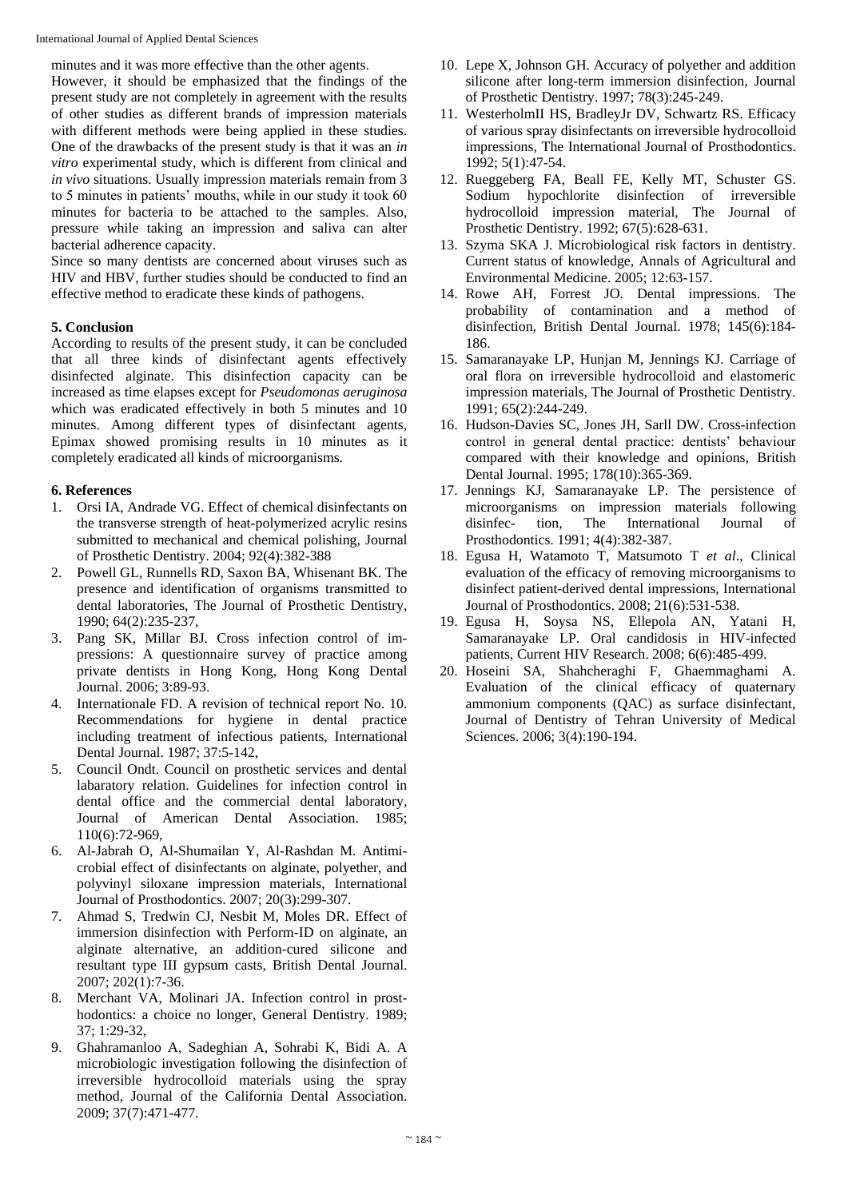minutes and it was more effective than the other agents.

However, it should be emphasized that the findings of the present study are not completely in agreement with the results of other studies as different brands of impression materials with different methods were being applied in these studies. One of the drawbacks of the present study is that it was an *in vitro* experimental study, which is different from clinical and *in vivo* situations. Usually impression materials remain from 3 to 5 minutes in patients' mouths, while in our study it took 60 minutes for bacteria to be attached to the samples. Also, pressure while taking an impression and saliva can alter bacterial adherence capacity.

Since so many dentists are concerned about viruses such as HIV and HBV, further studies should be conducted to find an effective method to eradicate these kinds of pathogens.

## 5. Conclusion

According to results of the present study, it can be concluded that all three kinds of disinfectant agents effectively disinfected alginate. This disinfection capacity can be increased as time elapses except for *Pseudomonas aeruginosa* which was eradicated effectively in both 5 minutes and 10 minutes. Among different types of disinfectant agents, Epimax showed promising results in 10 minutes as it completely eradicated all kinds of microorganisms.

## 6. References

1. Orsi IA, Andrade VG. Effect of chemical disinfectants on the transverse strength of heat-polymerized acrylic resins submitted to mechanical and chemical polishing, Journal of Prosthetic Dentistry. 2004; 92(4):382-388
2. Powell GL, Runnells RD, Saxon BA, Whisenant BK. The presence and identification of organisms transmitted to dental laboratories, The Journal of Prosthetic Dentistry, 1990; 64(2):235-237,
3. Pang SK, Millar BJ. Cross infection control of impressions: A questionnaire survey of practice among private dentists in Hong Kong, Hong Kong Dental Journal. 2006; 3:89-93.
4. Internationale FD. A revision of technical report No. 10. Recommendations for hygiene in dental practice including treatment of infectious patients, International Dental Journal. 1987; 37:5-142,
5. Council Ondt. Council on prosthetic services and dental labaratory relation. Guidelines for infection control in dental office and the commercial dental laboratory, Journal of American Dental Association. 1985; 110(6):72-969,
6. Al-Jabrah O, Al-Shumailan Y, Al-Rashdan M. Antimicrobial effect of disinfectants on alginate, polyether, and polyvinyl siloxane impression materials, International Journal of Prosthodontics. 2007; 20(3):299-307.
7. Ahmad S, Tredwin CJ, Nesbit M, Moles DR. Effect of immersion disinfection with Perform-ID on alginate, an alginate alternative, an addition-cured silicone and resultant type III gypsum casts, British Dental Journal. 2007; 202(1):7-36.
8. Merchant VA, Molinari JA. Infection control in prosthodontics: a choice no longer, General Dentistry. 1989; 37; 1:29-32,
9. Ghahramanloo A, Sadeghian A, Sohrabi K, Bidi A. A microbiologic investigation following the disinfection of irreversible hydrocolloid materials using the spray method, Journal of the California Dental Association. 2009; 37(7):471-477.
10. Lepe X, Johnson GH. Accuracy of polyether and addition silicone after long-term immersion disinfection, Journal of Prosthetic Dentistry. 1997; 78(3):245-249.
11. WesterholmII HS, BradleyJr DV, Schwartz RS. Efficacy of various spray disinfectants on irreversible hydrocolloid impressions, The International Journal of Prosthodontics. 1992; 5(1):47-54.
12. Rueggeberg FA, Beall FE, Kelly MT, Schuster GS. Sodium hypochlorite disinfection of irreversible hydrocolloid impression material, The Journal of Prosthetic Dentistry. 1992; 67(5):628-631.
13. Szyma SKA J. Microbiological risk factors in dentistry. Current status of knowledge, Annals of Agricultural and Environmental Medicine. 2005; 12:63-157.
14. Rowe AH, Forrest JO. Dental impressions. The probability of contamination and a method of disinfection, British Dental Journal. 1978; 145(6):184-186.
15. Samaranayake LP, Hunjan M, Jennings KJ. Carriage of oral flora on irreversible hydrocolloid and elastomeric impression materials, The Journal of Prosthetic Dentistry. 1991; 65(2):244-249.
16. Hudson-Davies SC, Jones JH, Sarll DW. Cross-infection control in general dental practice: dentists' behaviour compared with their knowledge and opinions, British Dental Journal. 1995; 178(10):365-369.
17. Jennings KJ, Samaranayake LP. The persistence of microorganisms on impression materials following disinfec- tion, The International Journal of Prosthodontics. 1991; 4(4):382-387.
18. Egusa H, Watamoto T, Matsumoto T *et al*., Clinical evaluation of the efficacy of removing microorganisms to disinfect patient-derived dental impressions, International Journal of Prosthodontics. 2008; 21(6):531-538.
19. Egusa H, Soysa NS, Ellepola AN, Yatani H, Samaranayake LP. Oral candidosis in HIV-infected patients, Current HIV Research. 2008; 6(6):485-499.
20. Hoseini SA, Shahcheraghi F, Ghaemmaghami A. Evaluation of the clinical efficacy of quaternary ammonium components (QAC) as surface disinfectant, Journal of Dentistry of Tehran University of Medical Sciences. 2006; 3(4):190-194.